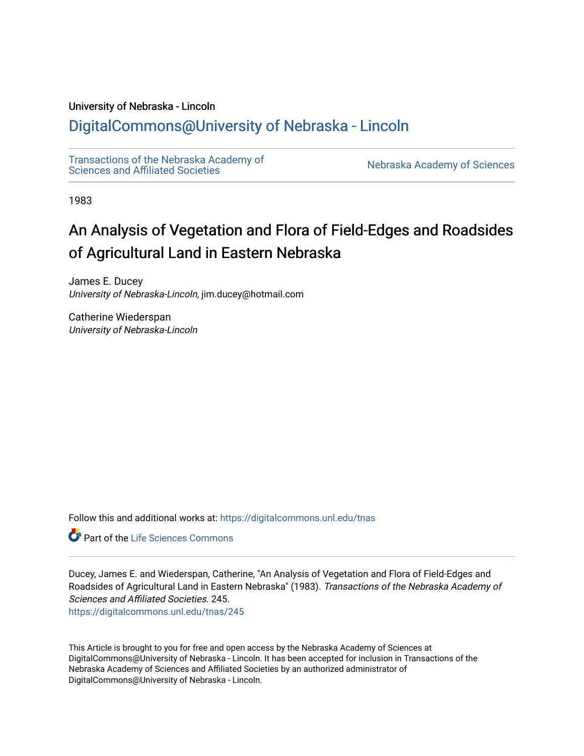University of Nebraska - Lincoln

## DigitalCommons@University of Nebraska - Lincoln

Transactions of the Nebraska Academy of Sciences and Affiliated Societies

Nebraska Academy of Sciences

1983

# An Analysis of Vegetation and Flora of Field-Edges and Roadsides of Agricultural Land in Eastern Nebraska

James E. Ducey
*University of Nebraska-Lincoln*, jim.ducey@hotmail.com

Catherine Wiederspan
*University of Nebraska-Lincoln*

Follow this and additional works at: https://digitalcommons.unl.edu/tnas

Part of the Life Sciences Commons

Ducey, James E. and Wiederspan, Catherine, "An Analysis of Vegetation and Flora of Field-Edges and Roadsides of Agricultural Land in Eastern Nebraska" (1983). *Transactions of the Nebraska Academy of Sciences and Affiliated Societies*. 245.
https://digitalcommons.unl.edu/tnas/245

This Article is brought to you for free and open access by the Nebraska Academy of Sciences at DigitalCommons@University of Nebraska - Lincoln. It has been accepted for inclusion in Transactions of the Nebraska Academy of Sciences and Affiliated Societies by an authorized administrator of DigitalCommons@University of Nebraska - Lincoln.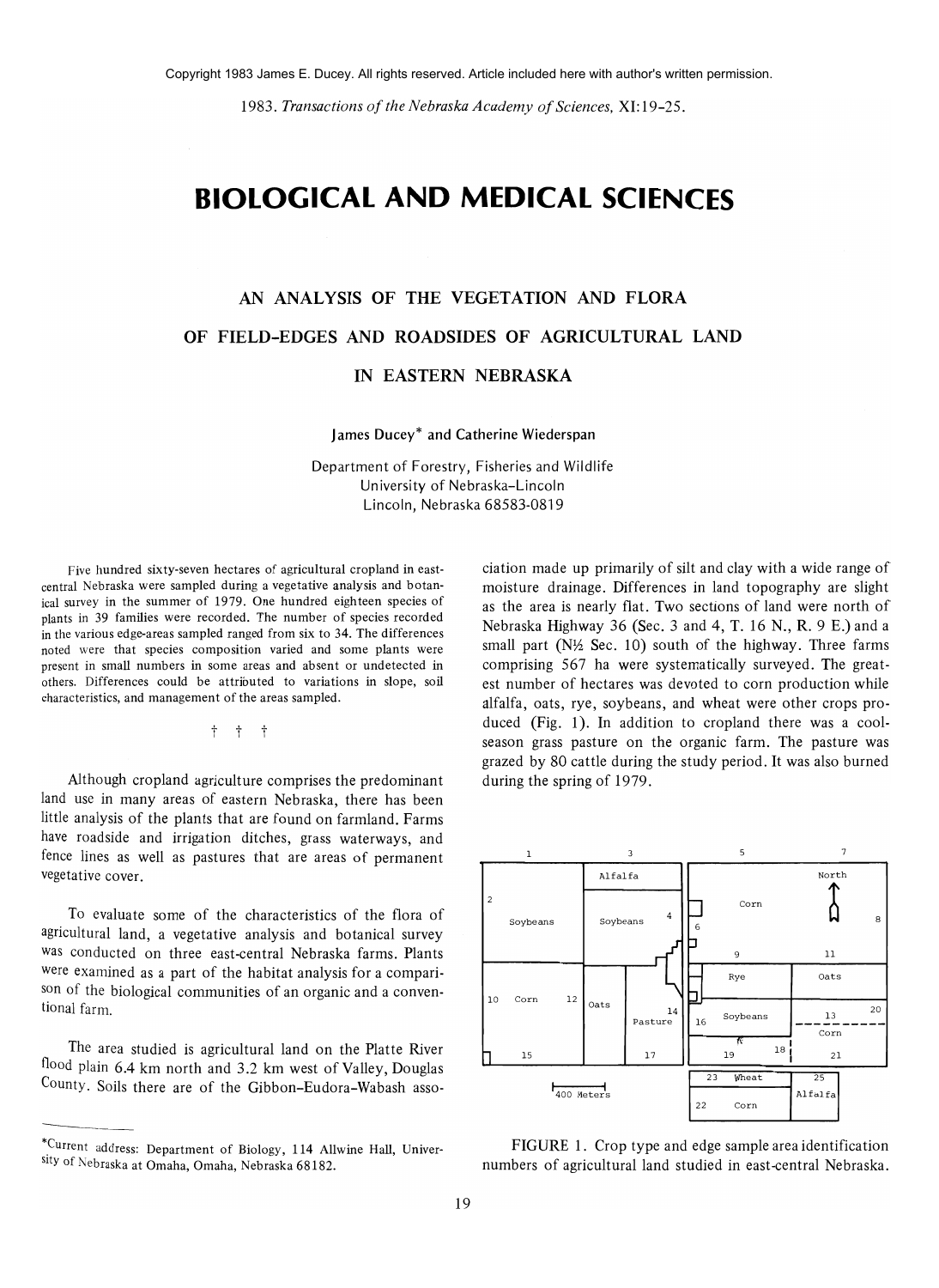Copyright 1983 James E. Ducey. All rights reserved. Article included here with author's written permission.

1983. *Transactions of the Nebraska Academy of Sciences,* XI:19–25.

# BIOLOGICAL AND MEDICAL SCIENCES

## AN ANALYSIS OF THE VEGETATION AND FLORA OF FIELD-EDGES AND ROADSIDES OF AGRICULTURAL LAND IN EASTERN NEBRASKA

James Ducey* and Catherine Wiederspan

Department of Forestry, Fisheries and Wildlife
University of Nebraska–Lincoln
Lincoln, Nebraska 68583-0819

Five hundred sixty-seven hectares of agricultural cropland in east-central Nebraska were sampled during a vegetative analysis and botanical survey in the summer of 1979. One hundred eighteen species of plants in 39 families were recorded. The number of species recorded in the various edge-areas sampled ranged from six to 34. The differences noted were that species composition varied and some plants were present in small numbers in some areas and absent or undetected in others. Differences could be attributed to variations in slope, soil characteristics, and management of the areas sampled.

† † †

Although cropland agriculture comprises the predominant land use in many areas of eastern Nebraska, there has been little analysis of the plants that are found on farmland. Farms have roadside and irrigation ditches, grass waterways, and fence lines as well as pastures that are areas of permanent vegetative cover.

To evaluate some of the characteristics of the flora of agricultural land, a vegetative analysis and botanical survey was conducted on three east-central Nebraska farms. Plants were examined as a part of the habitat analysis for a comparison of the biological communities of an organic and a conventional farm.

The area studied is agricultural land on the Platte River flood plain 6.4 km north and 3.2 km west of Valley, Douglas County. Soils there are of the Gibbon–Eudora–Wabash association made up primarily of silt and clay with a wide range of moisture drainage. Differences in land topography are slight as the area is nearly flat. Two sections of land were north of Nebraska Highway 36 (Sec. 3 and 4, T. 16 N., R. 9 E.) and a small part (N½ Sec. 10) south of the highway. Three farms comprising 567 ha were systematically surveyed. The greatest number of hectares was devoted to corn production while alfalfa, oats, rye, soybeans, and wheat were other crops produced (Fig. 1). In addition to cropland there was a cool-season grass pasture on the organic farm. The pasture was grazed by 80 cattle during the study period. It was also burned during the spring of 1979.

FIGURE 1. Crop type and edge sample area identification numbers of agricultural land studied in east-central Nebraska.

*Current address: Department of Biology, 114 Allwine Hall, University of Nebraska at Omaha, Omaha, Nebraska 68182.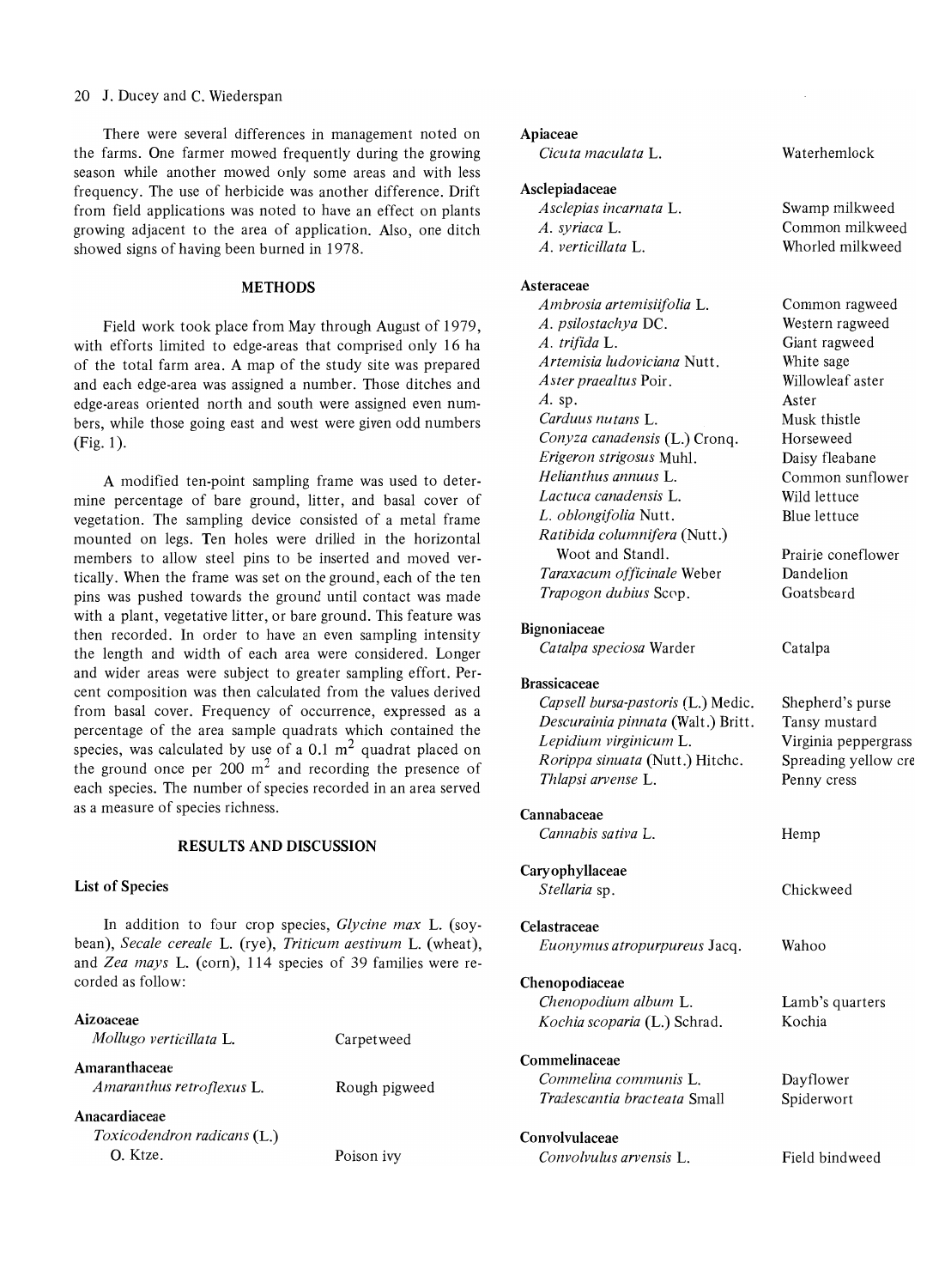There were several differences in management noted on the farms. One farmer mowed frequently during the growing season while another mowed only some areas and with less frequency. The use of herbicide was another difference. Drift from field applications was noted to have an effect on plants growing adjacent to the area of application. Also, one ditch showed signs of having been burned in 1978.

## METHODS

Field work took place from May through August of 1979, with efforts limited to edge-areas that comprised only 16 ha of the total farm area. A map of the study site was prepared and each edge-area was assigned a number. Those ditches and edge-areas oriented north and south were assigned even numbers, while those going east and west were given odd numbers (Fig. 1).

A modified ten-point sampling frame was used to determine percentage of bare ground, litter, and basal cover of vegetation. The sampling device consisted of a metal frame mounted on legs. Ten holes were drilled in the horizontal members to allow steel pins to be inserted and moved vertically. When the frame was set on the ground, each of the ten pins was pushed towards the ground until contact was made with a plant, vegetative litter, or bare ground. This feature was then recorded. In order to have an even sampling intensity the length and width of each area were considered. Longer and wider areas were subject to greater sampling effort. Percent composition was then calculated from the values derived from basal cover. Frequency of occurrence, expressed as a percentage of the area sample quadrats which contained the species, was calculated by use of a 0.1 $m^2$ quadrat placed on the ground once per 200 $m^2$ and recording the presence of each species. The number of species recorded in an area served as a measure of species richness.

## RESULTS AND DISCUSSION

### List of Species

In addition to four crop species, *Glycine max* L. (soybean), *Secale cereale* L. (rye), *Triticum aestivum* L. (wheat), and *Zea mays* L. (corn), 114 species of 39 families were recorded as follow:

| | |
|---|---|
| **Aizoaceae** | |
| *Mollugo verticillata* L. | Carpetweed |
| **Amaranthaceae** | |
| *Amaranthus retroflexus* L. | Rough pigweed |
| **Anacardiaceae** | |
| *Toxicodendron radicans* (L.) O. Ktze. | Poison ivy |
| **Apiaceae** | |
| *Cicuta maculata* L. | Waterhemlock |
| **Asclepiadaceae** | |
| *Asclepias incarnata* L. | Swamp milkweed |
| *A. syriaca* L. | Common milkweed |
| *A. verticillata* L. | Whorled milkweed |
| **Asteraceae** | |
| *Ambrosia artemisiifolia* L. | Common ragweed |
| *A. psilostachya* DC. | Western ragweed |
| *A. trifida* L. | Giant ragweed |
| *Artemisia ludoviciana* Nutt. | White sage |
| *Aster praealtus* Poir. | Willowleaf aster |
| *A.* sp. | Aster |
| *Carduus nutans* L. | Musk thistle |
| *Conyza canadensis* (L.) Cronq. | Horseweed |
| *Erigeron strigosus* Muhl. | Daisy fleabane |
| *Helianthus annuus* L. | Common sunflower |
| *Lactuca canadensis* L. | Wild lettuce |
| *L. oblongifolia* Nutt. | Blue lettuce |
| *Ratibida columnifera* (Nutt.) Woot and Standl. | Prairie coneflower |
| *Taraxacum officinale* Weber | Dandelion |
| *Trapogon dubius* Scop. | Goatsbeard |
| **Bignoniaceae** | |
| *Catalpa speciosa* Warder | Catalpa |
| **Brassicaceae** | |
| *Capsell bursa-pastoris* (L.) Medic. | Shepherd's purse |
| *Descurainia pinnata* (Walt.) Britt. | Tansy mustard |
| *Lepidium virginicum* L. | Virginia peppergrass |
| *Rorippa sinuata* (Nutt.) Hitchc. | Spreading yellow cre |
| *Thlapsi arvense* L. | Penny cress |
| **Cannabaceae** | |
| *Cannabis sativa* L. | Hemp |
| **Caryophyllaceae** | |
| *Stellaria* sp. | Chickweed |
| **Celastraceae** | |
| *Euonymus atropurpureus* Jacq. | Wahoo |
| **Chenopodiaceae** | |
| *Chenopodium album* L. | Lamb's quarters |
| *Kochia scoparia* (L.) Schrad. | Kochia |
| **Commelinaceae** | |
| *Commelina communis* L. | Dayflower |
| *Tradescantia bracteata* Small | Spiderwort |
| **Convolvulaceae** | |
| *Convolvulus arvensis* L. | Field bindweed |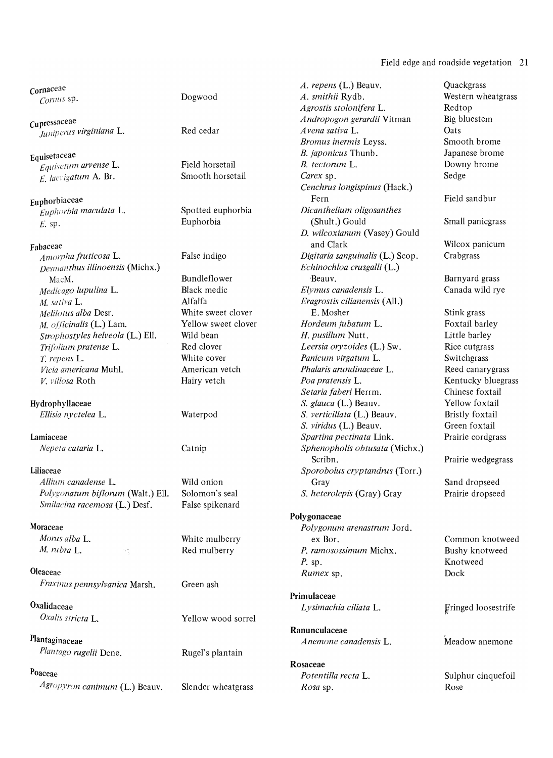| | |
|---|---|
| **Cornaceae** | |
| *Cornus* sp. | Dogwood |
| **Cupressaceae** | |
| *Juniperus virginiana* L. | Red cedar |
| **Equisetaceae** | |
| *Equisetum arvense* L. | Field horsetail |
| *E. laevigatum* A. Br. | Smooth horsetail |
| **Euphorbiaceae** | |
| *Euphorbia maculata* L. | Spotted euphorbia |
| *E.* sp. | Euphorbia |
| **Fabaceae** | |
| *Amorpha fruticosa* L. | False indigo |
| *Desmanthus illinoensis* (Michx.) MacM. | Bundleflower |
| *Medicago lupulina* L. | Black medic |
| *M. sativa* L. | Alfalfa |
| *Melilotus alba* Desr. | White sweet clover |
| *M. officinalis* (L.) Lam. | Yellow sweet clover |
| *Strophostyles helveola* (L.) Ell. | Wild bean |
| *Trifolium pratense* L. | Red clover |
| *T. repens* L. | White cover |
| *Vicia americana* Muhl. | American vetch |
| *V. villosa* Roth | Hairy vetch |
| **Hydrophyllaceae** | |
| *Ellisia nyctelea* L. | Waterpod |
| **Lamiaceae** | |
| *Nepeta cataria* L. | Catnip |
| **Liliaceae** | |
| *Allium canadense* L. | Wild onion |
| *Polygonatum biflorum* (Walt.) Ell. | Solomon's seal |
| *Smilacina racemosa* (L.) Desf. | False spikenard |
| **Moraceae** | |
| *Morus alba* L. | White mulberry |
| *M. rubra* L. | Red mulberry |
| **Oleaceae** | |
| *Fraxinus pennsylvanica* Marsh. | Green ash |
| **Oxalidaceae** | |
| *Oxalis stricta* L. | Yellow wood sorrel |
| **Plantaginaceae** | |
| *Plantago rugelii* Dcne. | Rugel's plantain |
| **Poaceae** | |
| *Agropyron canimum* (L.) Beauv. | Slender wheatgrass |
| *A. repens* (L.) Beauv. | Quackgrass |
| *A. smithii* Rydb. | Western wheatgrass |
| *Agrostis stolonifera* L. | Redtop |
| *Andropogon gerardii* Vitman | Big bluestem |
| *Avena sativa* L. | Oats |
| *Bromus inermis* Leyss. | Smooth brome |
| *B. japonicus* Thunb. | Japanese brome |
| *B. tectorum* L. | Downy brome |
| *Carex* sp. | Sedge |
| *Cenchrus longispinus* (Hack.) Fern | Field sandbur |
| *Dicanthelium oligosanthes* (Shult.) Gould | Small panicgrass |
| *D. wilcoxianum* (Vasey) Gould and Clark | Wilcox panicum |
| *Digitaria sanguinalis* (L.) Scop. | Crabgrass |
| *Echinochloa crusgalli* (L.) Beauv. | Barnyard grass |
| *Elymus canadensis* L. | Canada wild rye |
| *Eragrostis cilianensis* (All.) E. Mosher | Stink grass |
| *Hordeum jubatum* L. | Foxtail barley |
| *H. pusillum* Nutt. | Little barley |
| *Leersia oryzoides* (L.) Sw. | Rice cutgrass |
| *Panicum virgatum* L. | Switchgrass |
| *Phalaris arundinaceae* L. | Reed canarygrass |
| *Poa pratensis* L. | Kentucky bluegrass |
| *Setaria faberi* Herrm. | Chinese foxtail |
| *S. glauca* (L.) Beauv. | Yellow foxtail |
| *S. verticillata* (L.) Beauv. | Bristly foxtail |
| *S. viridus* (L.) Beauv. | Green foxtail |
| *Spartina pectinata* Link. | Prairie cordgrass |
| *Sphenopholis obtusata* (Michx.) Scribn. | Prairie wedgegrass |
| *Sporobolus cryptandrus* (Torr.) Gray | Sand dropseed |
| *S. heterolepis* (Gray) Gray | Prairie dropseed |
| **Polygonaceae** | |
| *Polygonum arenastrum* Jord. ex Bor. | Common knotweed |
| *P. ramosossimum* Michx. | Bushy knotweed |
| *P.* sp. | Knotweed |
| *Rumex* sp. | Dock |
| **Primulaceae** | |
| *Lysimachia ciliata* L. | Fringed loosestrife |
| **Ranunculaceae** | |
| *Anemone canadensis* L. | Meadow anemone |
| **Rosaceae** | |
| *Potentilla recta* L. | Sulphur cinquefoil |
| *Rosa* sp. | Rose |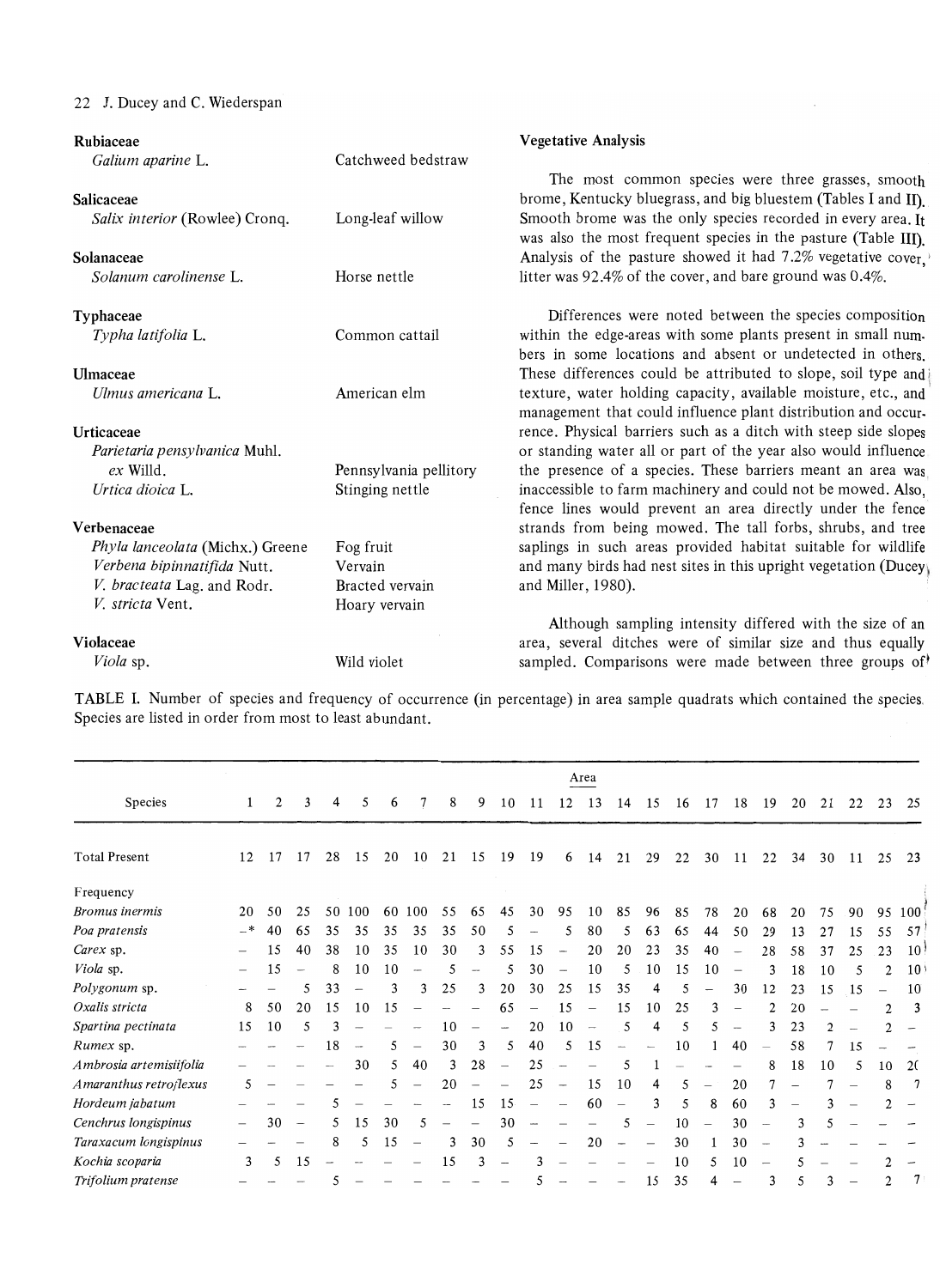**Rubiaceae**

| | |
|---|---|
| *Galium aparine* L. | Catchweed bedstraw |

**Salicaceae**

| | |
|---|---|
| *Salix interior* (Rowlee) Cronq. | Long-leaf willow |

**Solanaceae**

| | |
|---|---|
| *Solanum carolinense* L. | Horse nettle |

**Typhaceae**

| | |
|---|---|
| *Typha latifolia* L. | Common cattail |

**Ulmaceae**

| | |
|---|---|
| *Ulmus americana* L. | American elm |

**Urticaceae**

| | |
|---|---|
| *Parietaria pensylvanica* Muhl. *ex* Willd. | Pennsylvania pellitory |
| *Urtica dioica* L. | Stinging nettle |

**Verbenaceae**

| | |
|---|---|
| *Phyla lanceolata* (Michx.) Greene | Fog fruit |
| *Verbena bipinnatifida* Nutt. | Vervain |
| *V. bracteata* Lag. and Rodr. | Bracted vervain |
| *V. stricta* Vent. | Hoary vervain |

**Violaceae**

| | |
|---|---|
| *Viola* sp. | Wild violet |

### Vegetative Analysis

The most common species were three grasses, smooth brome, Kentucky bluegrass, and big bluestem (Tables I and II). Smooth brome was the only species recorded in every area. It was also the most frequent species in the pasture (Table III). Analysis of the pasture showed it had 7.2% vegetative cover, litter was 92.4% of the cover, and bare ground was 0.4%.

Differences were noted between the species composition within the edge-areas with some plants present in small numbers in some locations and absent or undetected in others. These differences could be attributed to slope, soil type and texture, water holding capacity, available moisture, etc., and management that could influence plant distribution and occurrence. Physical barriers such as a ditch with steep side slopes or standing water all or part of the year also would influence the presence of a species. These barriers meant an area was inaccessible to farm machinery and could not be mowed. Also, fence lines would prevent an area directly under the fence strands from being mowed. The tall forbs, shrubs, and tree saplings in such areas provided habitat suitable for wildlife and many birds had nest sites in this upright vegetation (Ducey and Miller, 1980).

Although sampling intensity differed with the size of an area, several ditches were of similar size and thus equally sampled. Comparisons were made between three groups of

TABLE I. Number of species and frequency of occurrence (in percentage) in area sample quadrats which contained the species. Species are listed in order from most to least abundant.

| Species | Area | | | | | | | | | | | | | | | | | | | | | | | |
|---|---|---|---|---|---|---|---|---|---|---|---|---|---|---|---|---|---|---|---|---|---|---|---|---|
| | 1 | 2 | 3 | 4 | 5 | 6 | 7 | 8 | 9 | 10 | 11 | 12 | 13 | 14 | 15 | 16 | 17 | 18 | 19 | 20 | 21 | 22 | 23 | 25 |
| Total Present | 12 | 17 | 17 | 28 | 15 | 20 | 10 | 21 | 15 | 19 | 19 | 6 | 14 | 21 | 29 | 22 | 30 | 11 | 22 | 34 | 30 | 11 | 25 | 23 |
| Frequency | | | | | | | | | | | | | | | | | | | | | | | | |
| *Bromus inermis* | 20 | 50 | 25 | 50 | 100 | 60 | 100 | 55 | 65 | 45 | 30 | 95 | 10 | 85 | 96 | 85 | 78 | 20 | 68 | 20 | 75 | 90 | 95 | 100 |
| *Poa pratensis* | –* | 40 | 65 | 35 | 35 | 35 | 35 | 35 | 50 | 5 | – | 5 | 80 | 5 | 63 | 65 | 44 | 50 | 29 | 13 | 27 | 15 | 55 | 57 |
| *Carex* sp. | – | 15 | 40 | 38 | 10 | 35 | 10 | 30 | 3 | 55 | 15 | – | 20 | 20 | 23 | 35 | 40 | – | 28 | 58 | 37 | 25 | 23 | 10 |
| *Viola* sp. | – | 15 | – | 8 | 10 | 10 | – | 5 | – | 5 | 30 | – | 10 | 5 | 10 | 15 | 10 | – | 3 | 18 | 10 | 5 | 2 | 10 |
| *Polygonum* sp. | – | – | 5 | 33 | – | 3 | 3 | 25 | 3 | 20 | 30 | 25 | 15 | 35 | 4 | 5 | – | 30 | 12 | 23 | 15 | 15 | – | 10 |
| *Oxalis stricta* | 8 | 50 | 20 | 15 | 10 | 15 | – | – | – | 65 | – | 15 | – | 15 | 10 | 25 | 3 | – | 2 | 20 | – | – | 2 | 3 |
| *Spartina pectinata* | 15 | 10 | 5 | 3 | – | – | – | 10 | – | – | 20 | 10 | – | 5 | 4 | 5 | 5 | – | 3 | 23 | 2 | – | 2 | – |
| *Rumex* sp. | – | – | – | 18 | – | 5 | – | 30 | 3 | 5 | 40 | 5 | 15 | – | – | 10 | 1 | 40 | – | 58 | 7 | 15 | – | – |
| *Ambrosia artemisiifolia* | – | – | – | – | 30 | 5 | 40 | 3 | 28 | – | 25 | – | – | 5 | 1 | – | – | – | 8 | 18 | 10 | 5 | 10 | 20 |
| *Amaranthus retroflexus* | 5 | – | – | – | – | 5 | – | 20 | – | – | 25 | – | 15 | 10 | 4 | 5 | – | 20 | 7 | – | 7 | – | 8 | 7 |
| *Hordeum jabatum* | – | – | – | 5 | – | – | – | – | 15 | 15 | – | – | 60 | – | 3 | 5 | 8 | 60 | 3 | – | 3 | – | 2 | – |
| *Cenchrus longispinus* | – | 30 | – | 5 | 15 | 30 | 5 | – | – | 30 | – | – | – | 5 | – | 10 | – | 30 | – | 3 | 5 | – | – | – |
| *Taraxacum longispinus* | – | – | – | 8 | 5 | 15 | – | 3 | 30 | 5 | – | – | 20 | – | – | 30 | 1 | 30 | – | 3 | – | – | – | – |
| *Kochia scoparia* | 3 | 5 | 15 | – | – | – | – | 15 | 3 | – | 3 | – | – | – | – | 10 | 5 | 10 | – | 5 | – | – | 2 | – |
| *Trifolium pratense* | – | – | – | 5 | – | – | – | – | – | – | 5 | – | – | – | 15 | 35 | 4 | – | 3 | 5 | 3 | – | 2 | 7 |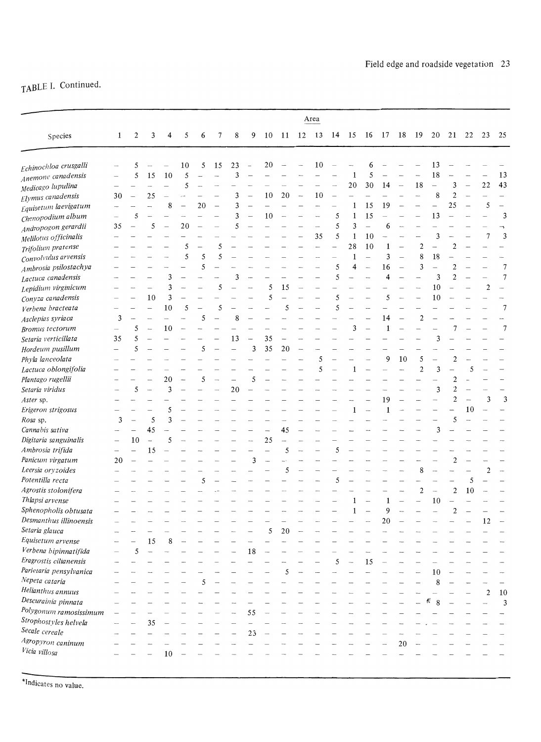TABLE I. Continued.

| Species | Area | | | | | | | | | | | | | | | | | | | | | | | |
|---|---|---|---|---|---|---|---|---|---|---|---|---|---|---|---|---|---|---|---|---|---|---|---|---|
| | 1 | 2 | 3 | 4 | 5 | 6 | 7 | 8 | 9 | 10 | 11 | 12 | 13 | 14 | 15 | 16 | 17 | 18 | 19 | 20 | 21 | 22 | 23 | 25 |
| *Echinochloa crusgalli* | – | 5 | – | – | 10 | 5 | 15 | 23 | – | 20 | – | – | 10 | – | – | 6 | – | – | – | 13 | – | – | – | – |
| *Anemone canadensis* | – | 5 | 15 | 10 | 5 | – | – | 3 | – | – | – | – | – | – | 1 | 5 | – | – | – | 18 | – | – | – | 13 |
| *Medicago lupulina* | – | – | – | – | 5 | – | – | – | – | – | – | – | – | – | 20 | 30 | 14 | – | 18 | – | 3 | – | 22 | 43 |
| *Elymus canadensis* | 30 | – | 25 | – | – | – | – | 3 | – | 10 | 20 | – | 10 | – | – | – | – | – | – | 8 | 2 | – | – | – |
| *Equisetum laevigatum* | – | – | – | 8 | – | 20 | – | 3 | – | – | – | – | – | – | 1 | 15 | 19 | – | – | – | 25 | – | 5 | – |
| *Chenopodium album* | – | 5 | – | – | – | – | – | 3 | – | 10 | – | – | – | 5 | 1 | 15 | – | – | – | 13 | – | – | – | 3 |
| *Andropogon gerardii* | 35 | – | 5 | – | 20 | – | – | 5 | – | – | – | – | – | 5 | 3 | – | 6 | – | – | – | – | – | – | – |
| *Melilotus officinalis* | – | – | – | – | – | – | – | – | – | – | – | – | 35 | 5 | 1 | 10 | – | – | – | 3 | – | – | 7 | 3 |
| *Trifolium pratense* | – | – | – | – | 5 | – | 5 | – | – | – | – | – | – | – | 28 | 10 | 1 | – | 2 | – | 2 | – | – | – |
| *Convolvulus arvensis* | – | – | – | – | 5 | 5 | 5 | – | – | – | – | – | – | – | 1 | – | 3 | – | 8 | 18 | – | – | – | – |
| *Ambrosia psilostachya* | – | – | – | – | – | 5 | – | – | – | – | – | – | – | 5 | 4 | – | 16 | – | 3 | – | 2 | – | – | 7 |
| *Lactuca canadensis* | – | – | – | 3 | – | – | – | 3 | – | – | – | – | – | 5 | – | – | 4 | – | – | 3 | 2 | – | – | 7 |
| *Lepidium virginicum* | – | – | – | 3 | – | – | 5 | – | – | 5 | 15 | – | – | – | – | – | – | – | – | 10 | – | – | 2 | – |
| *Conyza canadensis* | – | – | 10 | 3 | – | – | – | – | – | 5 | – | – | – | 5 | – | – | 5 | – | – | 10 | – | – | – | – |
| *Verbena bracteata* | – | – | – | 10 | 5 | – | 5 | – | – | – | 5 | – | – | 5 | – | – | – | – | – | – | – | – | – | 7 |
| *Asclepias syriaca* | 3 | – | – | – | – | 5 | – | 8 | – | – | – | – | – | – | – | – | 14 | – | 2 | – | – | – | – | – |
| *Bromus tectorum* | – | 5 | – | 10 | – | – | – | – | – | – | – | – | – | – | 3 | – | 1 | – | – | – | 7 | – | – | 7 |
| *Setaria verticillata* | 35 | 5 | – | – | – | – | – | 13 | – | 35 | – | – | – | – | – | – | – | – | – | 3 | – | – | – | – |
| *Hordeum pusillum* | – | 5 | – | – | – | 5 | – | – | 3 | 35 | 20 | – | – | – | – | – | – | – | – | – | – | – | – | – |
| *Phyla lanceolata* | – | – | – | – | – | – | – | – | – | – | – | – | 5 | – | – | – | 9 | 10 | 5 | – | 2 | – | – | – |
| *Lactuca oblongifolia* | – | – | – | – | – | – | – | – | – | – | – | – | 5 | – | 1 | – | – | – | 2 | 3 | – | 5 | – | – |
| *Plantago rugellii* | – | – | – | 20 | – | 5 | – | – | 5 | – | – | – | – | – | – | – | – | – | – | – | 2 | – | – | – |
| *Setaria viridus* | – | 5 | – | 3 | – | – | – | 20 | – | – | – | – | – | – | – | – | – | – | – | 3 | 2 | – | – | – |
| *Aster* sp. | – | – | – | – | – | – | – | – | – | – | – | – | – | – | – | – | 19 | – | – | – | 2 | – | 3 | 3 |
| *Erigeron strigosus* | – | – | – | 5 | – | – | – | – | – | – | – | – | – | – | 1 | – | 1 | – | – | – | – | 10 | – | – |
| *Rosa* sp. | 3 | – | 5 | 3 | – | – | – | – | – | – | – | – | – | – | – | – | – | – | – | – | 5 | – | – | – |
| *Cannabis sativa* | – | – | 45 | – | – | – | – | – | – | – | 45 | – | – | – | – | – | – | – | – | 3 | – | – | – | – |
| *Digitaria sanguinalis* | – | 10 | – | 5 | – | – | – | – | – | 25 | – | – | – | – | – | – | – | – | – | – | – | – | – | – |
| *Ambrosia trifida* | – | – | 15 | – | – | – | – | – | – | – | 5 | – | – | 5 | – | – | – | – | – | – | – | – | – | – |
| *Panicum virgatum* | 20 | – | – | – | – | – | – | – | 3 | – | – | – | – | – | – | – | – | – | – | – | 2 | – | – | – |
| *Leersia oryzoides* | – | – | – | – | – | – | – | – | – | – | 5 | – | – | – | – | – | – | – | 8 | – | – | – | 2 | – |
| *Potentilla recta* | – | – | – | – | – | 5 | – | – | – | – | – | – | – | 5 | – | – | – | – | – | – | – | 5 | – | – |
| *Agrostis stolonifera* | – | – | – | – | – | – | – | – | – | – | – | – | – | – | – | – | – | – | 2 | – | 2 | 10 | – | – |
| *Thlapsi arvense* | – | – | – | – | – | – | – | – | – | – | – | – | – | – | 1 | – | 1 | – | – | 10 | – | – | – | – |
| *Sphenopholis obtusata* | – | – | – | – | – | – | – | – | – | – | – | – | – | – | 1 | – | 9 | – | – | – | 2 | – | – | – |
| *Desmanthus illinoensis* | – | – | – | – | – | – | – | – | – | – | – | – | – | – | – | – | 20 | – | – | – | – | – | 12 | – |
| *Setaria glauca* | – | – | – | – | – | – | – | – | – | 5 | 20 | – | – | – | – | – | – | – | – | – | – | – | – | – |
| *Equisetum arvense* | – | – | 15 | 8 | – | – | – | – | – | – | – | – | – | – | – | – | – | – | – | – | – | – | – | – |
| *Verbena bipinnatifida* | – | 5 | – | – | – | – | – | – | 18 | – | – | – | – | – | – | – | – | – | – | – | – | – | – | – |
| *Eragrostis cilianensis* | – | – | – | – | – | – | – | – | – | – | – | – | – | 5 | – | 15 | – | – | – | – | – | – | – | – |
| *Parietaria pensylvanica* | – | – | – | – | – | – | – | – | – | – | 5 | – | – | – | – | – | – | – | – | 10 | – | – | – | – |
| *Nepeta cataria* | – | – | – | – | – | 5 | – | – | – | – | – | – | – | – | – | – | – | – | – | 8 | – | – | – | – |
| *Helianthus annuus* | – | – | – | – | – | – | – | – | – | – | – | – | – | – | – | – | – | – | – | – | – | – | 2 | 10 |
| *Descurainia pinnata* | – | – | – | – | – | – | – | – | – | – | – | – | – | – | – | – | – | – | – | 8 | – | – | – | 3 |
| *Polygonum ramosissimum* | – | – | – | – | – | – | – | – | 55 | – | – | – | – | – | – | – | – | – | – | – | – | – | – | – |
| *Strophostyles helvola* | – | – | 35 | – | – | – | – | – | – | – | – | – | – | – | – | – | – | – | – | – | – | – | – | – |
| *Secale cereale* | – | – | – | – | – | – | – | – | 23 | – | – | – | – | – | – | – | – | – | – | – | – | – | – | – |
| *Agropyron caninum* | – | – | – | – | – | – | – | – | – | – | – | – | – | – | – | – | – | 20 | – | – | – | – | – | – |
| *Vicia villosa* | – | – | – | 10 | – | – | – | – | – | – | – | – | – | – | – | – | – | – | – | – | – | – | – | – |

*Indicates no value.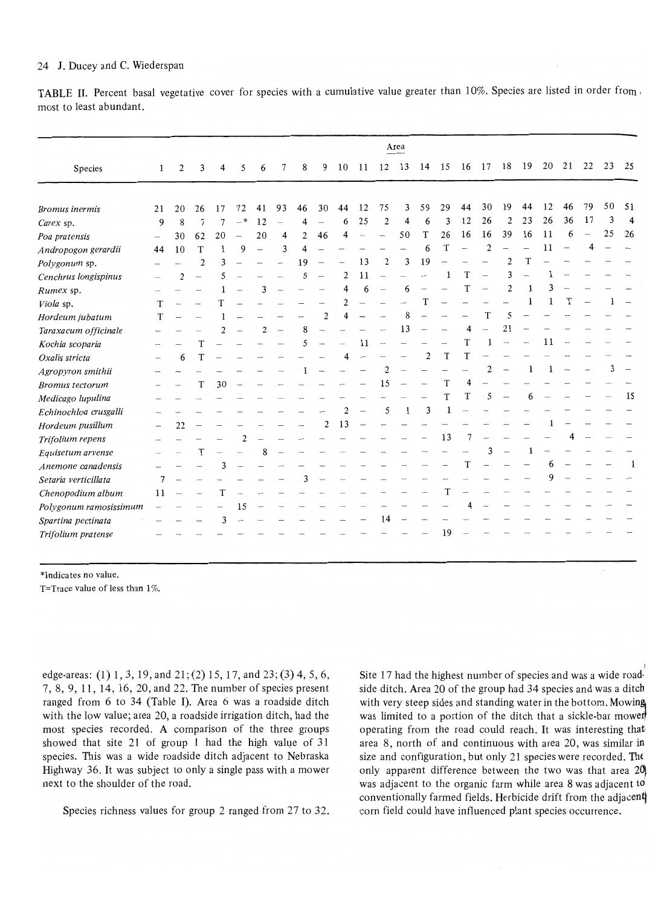TABLE II. Percent basal vegetative cover for species with a cumulative value greater than 10%. Species are listed in order from most to least abundant.

| Species | Area | | | | | | | | | | | | | | | | | | | | | | | |
|---|---|---|---|---|---|---|---|---|---|---|---|---|---|---|---|---|---|---|---|---|---|---|---|---|
| | 1 | 2 | 3 | 4 | 5 | 6 | 7 | 8 | 9 | 10 | 11 | 12 | 13 | 14 | 15 | 16 | 17 | 18 | 19 | 20 | 21 | 22 | 23 | 25 |
| *Bromus inermis* | 21 | 20 | 26 | 17 | 72 | 41 | 93 | 46 | 30 | 44 | 12 | 75 | 3 | 59 | 29 | 44 | 30 | 19 | 44 | 12 | 46 | 79 | 50 | 51 |
| *Carex* sp. | 9 | 8 | 7 | 7 | –* | 12 | – | 4 | – | 6 | 25 | 2 | 4 | 6 | 3 | 12 | 26 | 2 | 23 | 26 | 36 | 17 | 3 | 4 |
| *Poa pratensis* | – | 30 | 62 | 20 | – | 20 | 4 | 2 | 46 | 4 | – | – | 50 | T | 26 | 16 | 16 | 39 | 16 | 11 | 6 | – | 25 | 26 |
| *Andropogon gerardii* | 44 | 10 | T | 1 | 9 | – | 3 | 4 | – | – | – | – | – | 6 | T | – | 2 | – | – | 11 | – | 4 | – | – |
| *Polygonum* sp. | – | – | 2 | 3 | – | – | – | 19 | – | – | 13 | 2 | 3 | 19 | – | – | – | 2 | T | – | – | – | – | – |
| *Cenchrus longispinus* | – | 2 | – | 5 | – | – | – | 5 | – | 2 | 11 | – | – | – | 1 | T | – | 3 | – | 1 | – | – | – | – |
| *Rumex* sp. | – | – | – | 1 | – | 3 | – | – | – | 4 | 6 | – | 6 | – | – | T | – | 2 | 1 | 3 | – | – | – | – |
| *Viola* sp. | T | – | – | T | – | – | – | – | – | 2 | – | – | – | T | – | – | – | – | 1 | 1 | T | – | 1 | – |
| *Hordeum jubatum* | T | – | – | 1 | – | – | – | – | 2 | 4 | – | – | 8 | – | – | – | T | 5 | – | – | – | – | – | – |
| *Taraxacum officinale* | – | – | – | 2 | – | 2 | – | 8 | – | – | – | – | 13 | – | – | 4 | – | 21 | – | – | – | – | – | – |
| *Kochia scoparia* | – | – | T | – | – | – | – | 5 | – | – | 11 | – | – | – | – | T | 1 | – | – | 11 | – | – | – | – |
| *Oxalis stricta* | – | 6 | T | – | – | – | – | – | – | 4 | – | – | – | 2 | T | T | – | – | – | – | – | – | – | – |
| *Agropyron smithii* | – | – | – | – | – | – | – | 1 | – | – | – | 2 | – | – | – | – | 2 | – | 1 | 1 | – | – | 3 | – |
| *Bromus tectorum* | – | – | T | 30 | – | – | – | – | – | – | – | 15 | – | – | T | 4 | – | – | – | – | – | – | – | – |
| *Medicago lupulina* | – | – | – | – | – | – | – | – | – | – | – | – | – | – | T | T | 5 | – | 6 | – | – | – | – | 15 |
| *Echinochloa crusgalli* | – | – | – | – | – | – | – | – | – | 2 | – | 5 | 1 | 3 | 1 | – | – | – | – | – | – | – | – | – |
| *Hordeum pusillum* | – | 22 | – | – | – | – | – | – | 2 | 13 | – | – | – | – | – | – | – | – | – | 1 | – | – | – | – |
| *Trifolium repens* | – | – | – | – | 2 | – | – | – | – | – | – | – | – | – | 13 | 7 | – | – | – | – | 4 | – | – | – |
| *Equisetum arvense* | – | – | T | – | – | 8 | – | – | – | – | – | – | – | – | – | – | 3 | – | 1 | – | – | – | – | – |
| *Anemone canadensis* | – | – | – | 3 | – | – | – | – | – | – | – | – | – | – | – | T | – | – | – | 6 | – | – | – | 1 |
| *Setaria verticillata* | 7 | – | – | – | – | – | – | 3 | – | – | – | – | – | – | – | – | – | – | – | 9 | – | – | – | – |
| *Chenopodium album* | 11 | – | – | T | – | – | – | – | – | – | – | – | – | – | T | – | – | – | – | – | – | – | – | – |
| *Polygonum ramosissimum* | – | – | – | – | 15 | – | – | – | – | – | – | – | – | – | – | 4 | – | – | – | – | – | – | – | – |
| *Spartina pectinata* | – | – | – | 3 | – | – | – | – | – | – | – | 14 | – | – | – | – | – | – | – | – | – | – | – | – |
| *Trifolium pratense* | – | – | – | – | – | – | – | – | – | – | – | – | – | – | 19 | – | – | – | – | – | – | – | – | – |

*Indicates no value.
T=Trace value of less than 1%.

edge-areas: (1) 1, 3, 19, and 21; (2) 15, 17, and 23; (3) 4, 5, 6, 7, 8, 9, 11, 14, 16, 20, and 22. The number of species present ranged from 6 to 34 (Table I). Area 6 was a roadside ditch with the low value; area 20, a roadside irrigation ditch, had the most species recorded. A comparison of the three groups showed that site 21 of group 1 had the high value of 31 species. This was a wide roadside ditch adjacent to Nebraska Highway 36. It was subject to only a single pass with a mower next to the shoulder of the road.

Species richness values for group 2 ranged from 27 to 32. Site 17 had the highest number of species and was a wide roadside ditch. Area 20 of the group had 34 species and was a ditch with very steep sides and standing water in the bottom. Mowing was limited to a portion of the ditch that a sickle-bar mower operating from the road could reach. It was interesting that area 8, north of and continuous with area 20, was similar in size and configuration, but only 21 species were recorded. The only apparent difference between the two was that area 20 was adjacent to the organic farm while area 8 was adjacent to conventionally farmed fields. Herbicide drift from the adjacent corn field could have influenced plant species occurrence.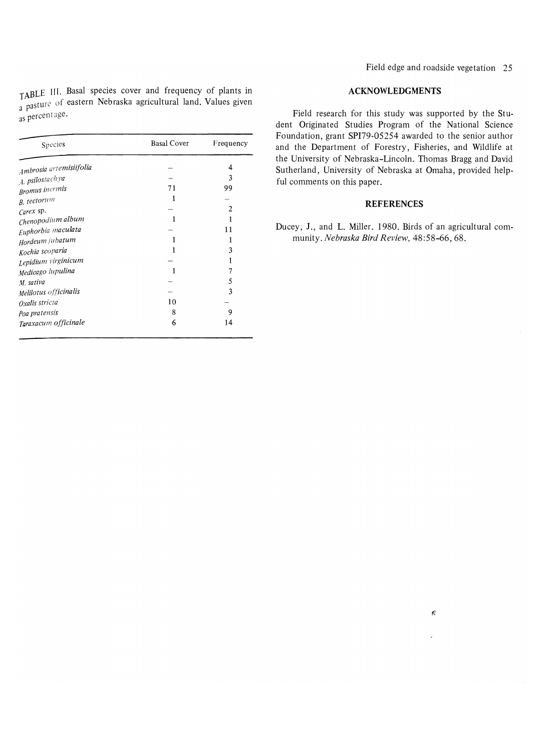TABLE III. Basal species cover and frequency of plants in a pasture of eastern Nebraska agricultural land. Values given as percentage.

| Species | Basal Cover | Frequency |
|---|---|---|
| *Ambrosia artemisiifolia* | – | 4 |
| *A. psilostachya* | – | 3 |
| *Bromus inermis* | 71 | 99 |
| *B. tectorum* | 1 | – |
| *Carex* sp. | – | 2 |
| *Chenopodium album* | 1 | 1 |
| *Euphorbia maculata* | – | 11 |
| *Hordeum jubatum* | 1 | 1 |
| *Kochia scoparia* | 1 | 3 |
| *Lepidium virginicum* | – | 1 |
| *Medicago lupulina* | 1 | 7 |
| *M. sativa* | – | 5 |
| *Melilotus officinalis* | – | 3 |
| *Oxalis stricta* | 10 | – |
| *Poa pratensis* | 8 | 9 |
| *Taraxacum officinale* | 6 | 14 |

## ACKNOWLEDGMENTS

Field research for this study was supported by the Student Originated Studies Program of the National Science Foundation, grant SPI79-05254 awarded to the senior author and the Department of Forestry, Fisheries, and Wildlife at the University of Nebraska-Lincoln. Thomas Bragg and David Sutherland, University of Nebraska at Omaha, provided helpful comments on this paper.

## REFERENCES

Ducey, J., and L. Miller. 1980. Birds of an agricultural community. *Nebraska Bird Review,* 48:58–66, 68.